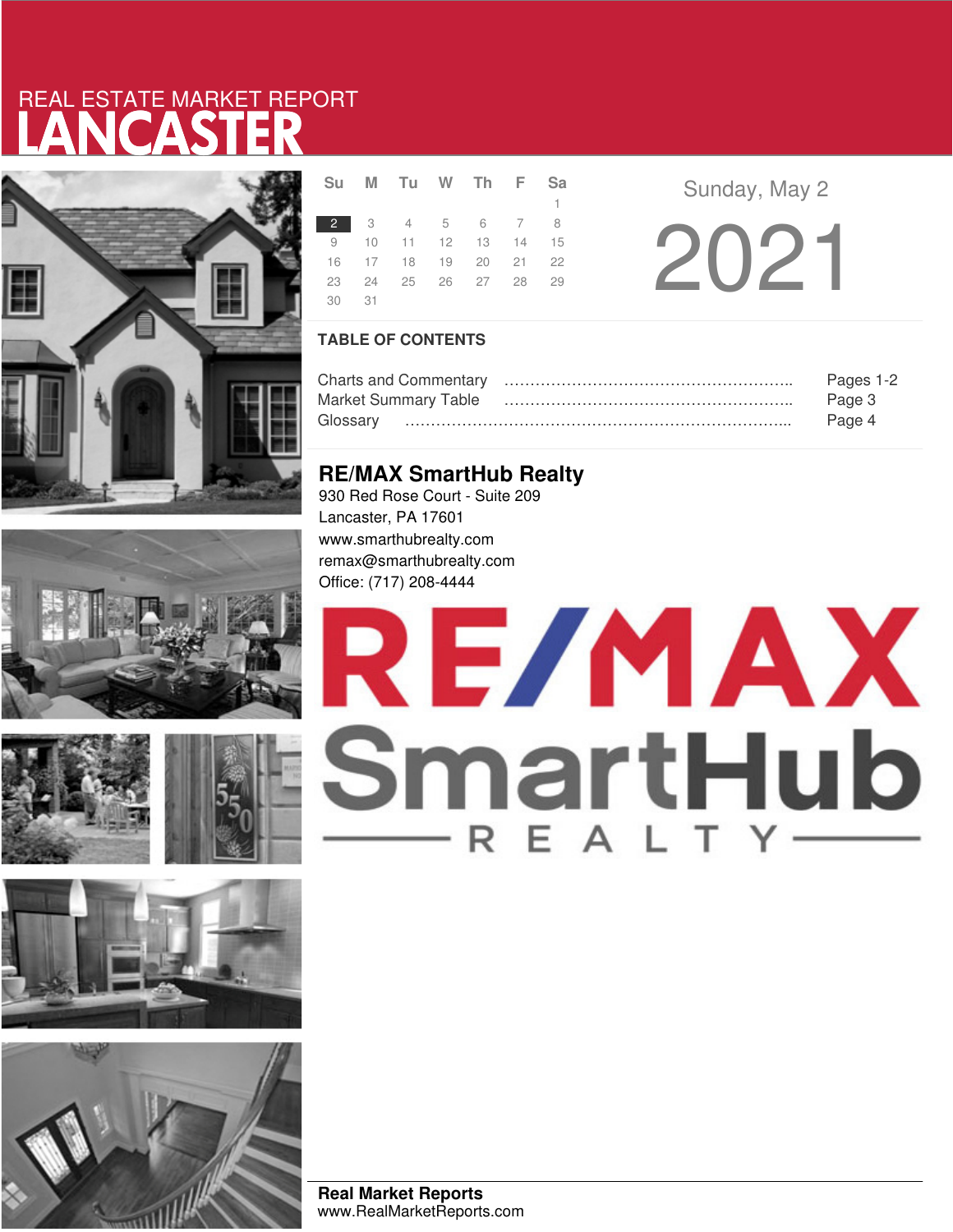# REAL ESTATE MARKET REPORT
# LANCASTER

| Su | M | Tu | W | Th | F | Sa |
|---|---|---|---|---|---|---|
| | | | | | | 1 |
| 2 | 3 | 4 | 5 | 6 | 7 | 8 |
| 9 | 10 | 11 | 12 | 13 | 14 | 15 |
| 16 | 17 | 18 | 19 | 20 | 21 | 22 |
| 23 | 24 | 25 | 26 | 27 | 28 | 29 |
| 30 | 31 | | | | | |

Sunday, May 2

2021

## TABLE OF CONTENTS

| | |
|---|---|
| Charts and Commentary | Pages 1-2 |
| Market Summary Table | Page 3 |
| Glossary | Page 4 |

## RE/MAX SmartHub Realty

930 Red Rose Court - Suite 209
Lancaster, PA 17601
www.smarthubrealty.com
remax@smarthubrealty.com
Office: (717) 208-4444

RE/MAX SmartHub REALTY

**Real Market Reports**
www.RealMarketReports.com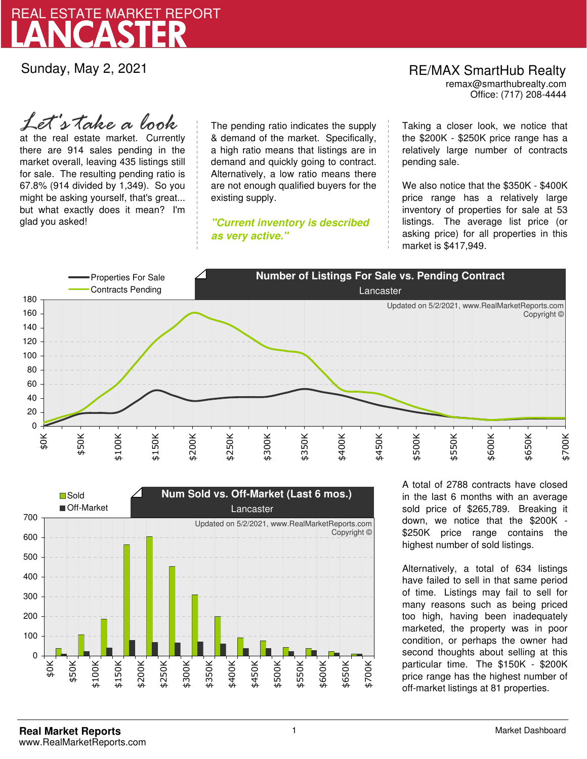# REAL ESTATE MARKET REPORT
# LANCASTER

Sunday, May 2, 2021

RE/MAX SmartHub Realty
remax@smarthubrealty.com
Office: (717) 208-4444

*Let's take a look* at the real estate market. Currently there are 914 sales pending in the market overall, leaving 435 listings still for sale. The resulting pending ratio is 67.8% (914 divided by 1,349). So you might be asking yourself, that's great... but what exactly does it mean? I'm glad you asked!

The pending ratio indicates the supply & demand of the market. Specifically, a high ratio means that listings are in demand and quickly going to contract. Alternatively, a low ratio means there are not enough qualified buyers for the existing supply.

***"Current inventory is described as very active."***

Taking a closer look, we notice that the \$200K - \$250K price range has a relatively large number of contracts pending sale.

We also notice that the \$350K - \$400K price range has a relatively large inventory of properties for sale at 53 listings. The average list price (or asking price) for all properties in this market is \$417,949.

**Number of Listings For Sale vs. Pending Contract**
Lancaster

Updated on 5/2/2021, www.RealMarketReports.com Copyright ©

**Num Sold vs. Off-Market (Last 6 mos.)**
Lancaster

Updated on 5/2/2021, www.RealMarketReports.com Copyright ©

A total of 2788 contracts have closed in the last 6 months with an average sold price of \$265,789. Breaking it down, we notice that the \$200K - \$250K price range contains the highest number of sold listings.

Alternatively, a total of 634 listings have failed to sell in that same period of time. Listings may fail to sell for many reasons such as being priced too high, having been inadequately marketed, the property was in poor condition, or perhaps the owner had second thoughts about selling at this particular time. The \$150K - \$200K price range has the highest number of off-market listings at 81 properties.

**Real Market Reports**
www.RealMarketReports.com

Market Dashboard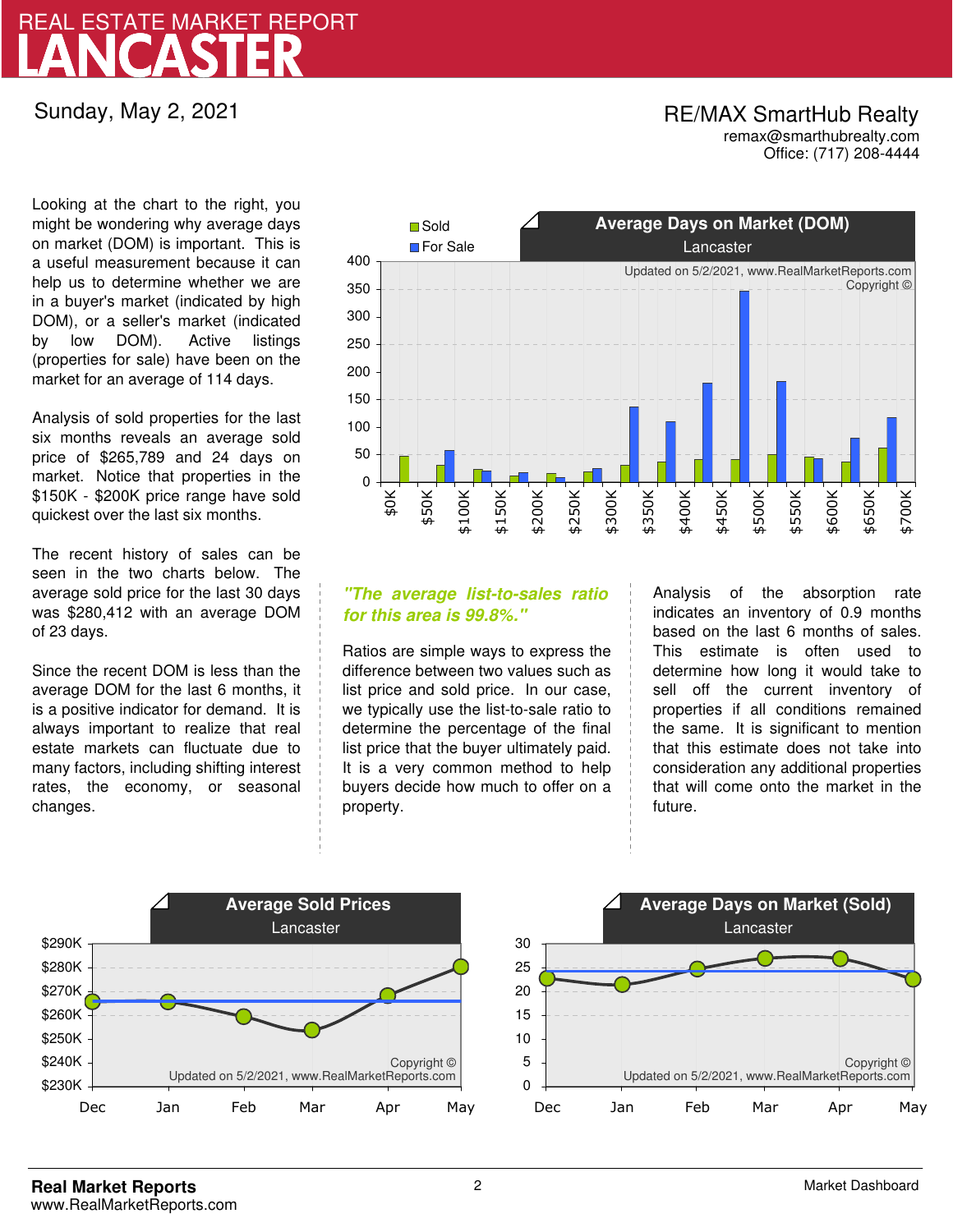# REAL ESTATE MARKET REPORT
# LANCASTER

Sunday, May 2, 2021

**RE/MAX SmartHub Realty**
remax@smarthubrealty.com
Office: (717) 208-4444

Looking at the chart to the right, you might be wondering why average days on market (DOM) is important. This is a useful measurement because it can help us to determine whether we are in a buyer's market (indicated by high DOM), or a seller's market (indicated by low DOM). Active listings (properties for sale) have been on the market for an average of 114 days.

Analysis of sold properties for the last six months reveals an average sold price of $265,789 and 24 days on market. Notice that properties in the $150K - $200K price range have sold quickest over the last six months.

The recent history of sales can be seen in the two charts below. The average sold price for the last 30 days was $280,412 with an average DOM of 23 days.

Since the recent DOM is less than the average DOM for the last 6 months, it is a positive indicator for demand. It is always important to realize that real estate markets can fluctuate due to many factors, including shifting interest rates, the economy, or seasonal changes.

**Average Days on Market (DOM)** — Lancaster

*"The average list-to-sales ratio for this area is 99.8%."*

Ratios are simple ways to express the difference between two values such as list price and sold price. In our case, we typically use the list-to-sale ratio to determine the percentage of the final list price that the buyer ultimately paid. It is a very common method to help buyers decide how much to offer on a property.

Analysis of the absorption rate indicates an inventory of 0.9 months based on the last 6 months of sales. This estimate is often used to determine how long it would take to sell off the current inventory of properties if all conditions remained the same. It is significant to mention that this estimate does not take into consideration any additional properties that will come onto the market in the future.

**Average Sold Prices** — Lancaster

**Average Days on Market (Sold)** — Lancaster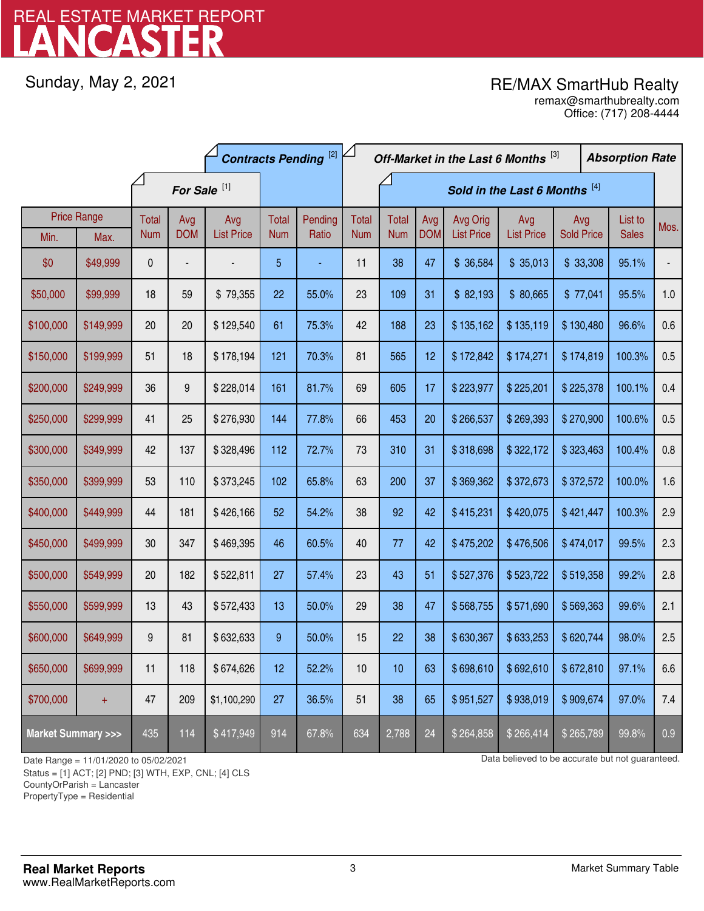# REAL ESTATE MARKET REPORT
# LANCASTER

Sunday, May 2, 2021

**RE/MAX SmartHub Realty**
remax@smarthubrealty.com
Office: (717) 208-4444

| Price Range | | For Sale [1] | | | Contracts Pending [2] | | Off-Market in the Last 6 Months [3] | Sold in the Last 6 Months [4] | | | | | | Absorption Rate |
|---|---|---|---|---|---|---|---|---|---|---|---|---|---|---|
| Min. | Max. | Total Num | Avg DOM | Avg List Price | Total Num | Pending Ratio | Total Num | Total Num | Avg DOM | Avg Orig List Price | Avg List Price | Avg Sold Price | List to Sales | Mos. |
| $0 | $49,999 | 0 | - | - | 5 | - | 11 | 38 | 47 | $ 36,584 | $ 35,013 | $ 33,308 | 95.1% | - |
| $50,000 | $99,999 | 18 | 59 | $ 79,355 | 22 | 55.0% | 23 | 109 | 31 | $ 82,193 | $ 80,665 | $ 77,041 | 95.5% | 1.0 |
| $100,000 | $149,999 | 20 | 20 | $ 129,540 | 61 | 75.3% | 42 | 188 | 23 | $ 135,162 | $ 135,119 | $ 130,480 | 96.6% | 0.6 |
| $150,000 | $199,999 | 51 | 18 | $ 178,194 | 121 | 70.3% | 81 | 565 | 12 | $ 172,842 | $ 174,271 | $ 174,819 | 100.3% | 0.5 |
| $200,000 | $249,999 | 36 | 9 | $ 228,014 | 161 | 81.7% | 69 | 605 | 17 | $ 223,977 | $ 225,201 | $ 225,378 | 100.1% | 0.4 |
| $250,000 | $299,999 | 41 | 25 | $ 276,930 | 144 | 77.8% | 66 | 453 | 20 | $ 266,537 | $ 269,393 | $ 270,900 | 100.6% | 0.5 |
| $300,000 | $349,999 | 42 | 137 | $ 328,496 | 112 | 72.7% | 73 | 310 | 31 | $ 318,698 | $ 322,172 | $ 323,463 | 100.4% | 0.8 |
| $350,000 | $399,999 | 53 | 110 | $ 373,245 | 102 | 65.8% | 63 | 200 | 37 | $ 369,362 | $ 372,673 | $ 372,572 | 100.0% | 1.6 |
| $400,000 | $449,999 | 44 | 181 | $ 426,166 | 52 | 54.2% | 38 | 92 | 42 | $ 415,231 | $ 420,075 | $ 421,447 | 100.3% | 2.9 |
| $450,000 | $499,999 | 30 | 347 | $ 469,395 | 46 | 60.5% | 40 | 77 | 42 | $ 475,202 | $ 476,506 | $ 474,017 | 99.5% | 2.3 |
| $500,000 | $549,999 | 20 | 182 | $ 522,811 | 27 | 57.4% | 23 | 43 | 51 | $ 527,376 | $ 523,722 | $ 519,358 | 99.2% | 2.8 |
| $550,000 | $599,999 | 13 | 43 | $ 572,433 | 13 | 50.0% | 29 | 38 | 47 | $ 568,755 | $ 571,690 | $ 569,363 | 99.6% | 2.1 |
| $600,000 | $649,999 | 9 | 81 | $ 632,633 | 9 | 50.0% | 15 | 22 | 38 | $ 630,367 | $ 633,253 | $ 620,744 | 98.0% | 2.5 |
| $650,000 | $699,999 | 11 | 118 | $ 674,626 | 12 | 52.2% | 10 | 10 | 63 | $ 698,610 | $ 692,610 | $ 672,810 | 97.1% | 6.6 |
| $700,000 | + | 47 | 209 | $1,100,290 | 27 | 36.5% | 51 | 38 | 65 | $ 951,527 | $ 938,019 | $ 909,674 | 97.0% | 7.4 |
| **Market Summary >>>** | | 435 | 114 | $ 417,949 | 914 | 67.8% | 634 | 2,788 | 24 | $ 264,858 | $ 266,414 | $ 265,789 | 99.8% | 0.9 |

Date Range = 11/01/2020 to 05/02/2021
Status = [1] ACT; [2] PND; [3] WTH, EXP, CNL; [4] CLS
CountyOrParish = Lancaster
PropertyType = Residential

Data believed to be accurate but not guaranteed.

**Real Market Reports**
www.RealMarketReports.com

Market Summary Table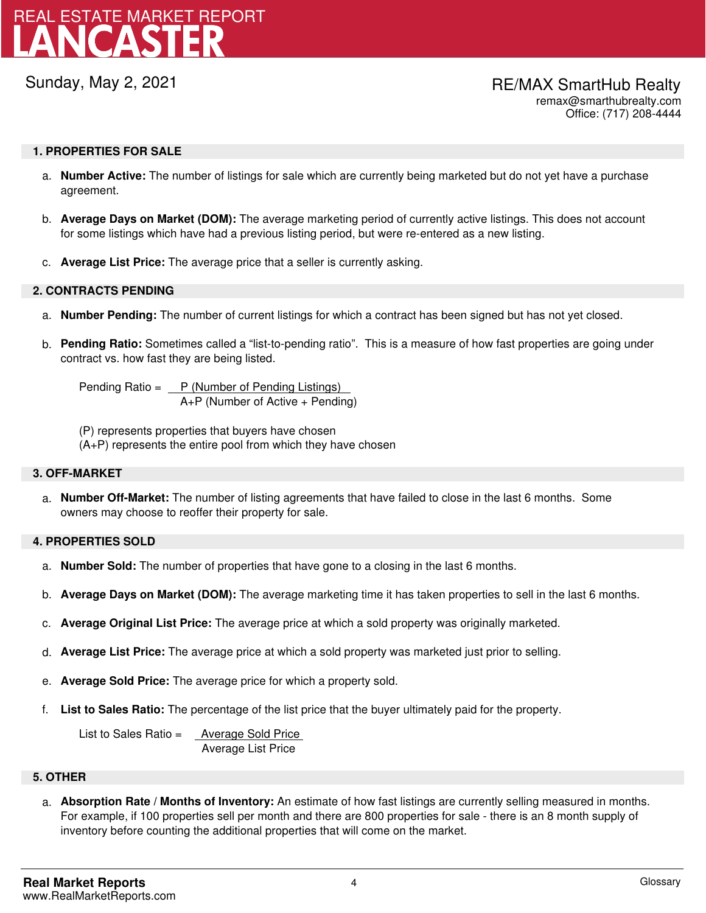# LANCASTER

REAL ESTATE MARKET REPORT

Sunday, May 2, 2021

RE/MAX SmartHub Realty
remax@smarthubrealty.com
Office: (717) 208-4444

## 1. PROPERTIES FOR SALE

a. **Number Active:** The number of listings for sale which are currently being marketed but do not yet have a purchase agreement.

b. **Average Days on Market (DOM):** The average marketing period of currently active listings. This does not account for some listings which have had a previous listing period, but were re-entered as a new listing.

c. **Average List Price:** The average price that a seller is currently asking.

## 2. CONTRACTS PENDING

a. **Number Pending:** The number of current listings for which a contract has been signed but has not yet closed.

b. **Pending Ratio:** Sometimes called a "list-to-pending ratio". This is a measure of how fast properties are going under contract vs. how fast they are being listed.

$$\text{Pending Ratio} = \frac{\text{P (Number of Pending Listings)}}{\text{A+P (Number of Active + Pending)}}$$

(P) represents properties that buyers have chosen
(A+P) represents the entire pool from which they have chosen

## 3. OFF-MARKET

a. **Number Off-Market:** The number of listing agreements that have failed to close in the last 6 months. Some owners may choose to reoffer their property for sale.

## 4. PROPERTIES SOLD

a. **Number Sold:** The number of properties that have gone to a closing in the last 6 months.

b. **Average Days on Market (DOM):** The average marketing time it has taken properties to sell in the last 6 months.

c. **Average Original List Price:** The average price at which a sold property was originally marketed.

d. **Average List Price:** The average price at which a sold property was marketed just prior to selling.

e. **Average Sold Price:** The average price for which a property sold.

f. **List to Sales Ratio:** The percentage of the list price that the buyer ultimately paid for the property.

$$\text{List to Sales Ratio} = \frac{\text{Average Sold Price}}{\text{Average List Price}}$$

## 5. OTHER

a. **Absorption Rate / Months of Inventory:** An estimate of how fast listings are currently selling measured in months. For example, if 100 properties sell per month and there are 800 properties for sale - there is an 8 month supply of inventory before counting the additional properties that will come on the market.